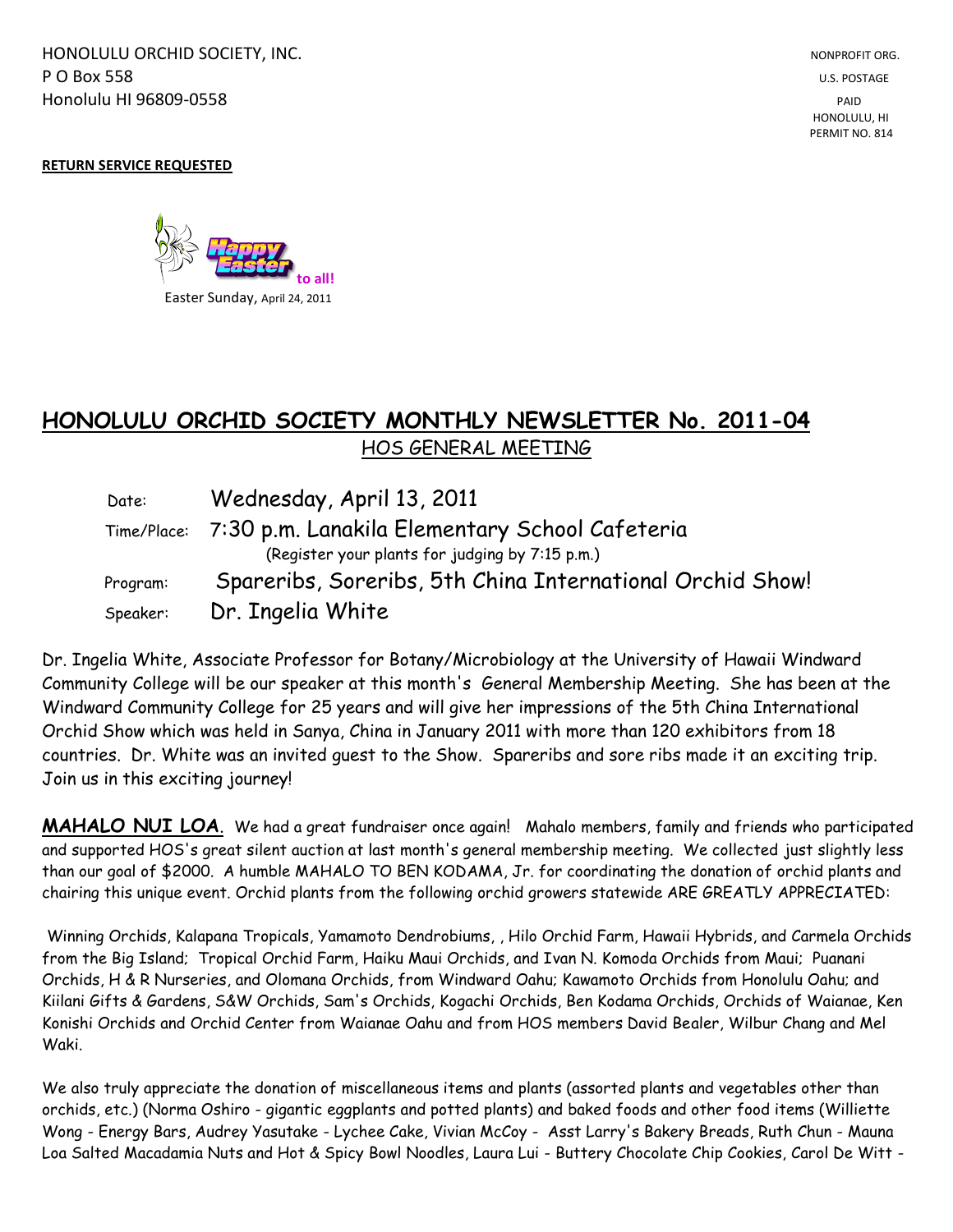HONOLULU ORCHID SOCIETY, INC.
P O Box 558
Honolulu HI 96809-0558

NONPROFIT ORG.
U.S. POSTAGE
PAID
HONOLULU, HI
PERMIT NO. 814

**RETURN SERVICE REQUESTED**

Happy Easter to all!
Easter Sunday, April 24, 2011

# HONOLULU ORCHID SOCIETY MONTHLY NEWSLETTER No. 2011-04

## HOS GENERAL MEETING

| | |
|---|---|
| Date: | Wednesday, April 13, 2011 |
| Time/Place: | 7:30 p.m. Lanakila Elementary School Cafeteria (Register your plants for judging by 7:15 p.m.) |
| Program: | Spareribs, Soreribs, 5th China International Orchid Show! |
| Speaker: | Dr. Ingelia White |

Dr. Ingelia White, Associate Professor for Botany/Microbiology at the University of Hawaii Windward Community College will be our speaker at this month's General Membership Meeting. She has been at the Windward Community College for 25 years and will give her impressions of the 5th China International Orchid Show which was held in Sanya, China in January 2011 with more than 120 exhibitors from 18 countries. Dr. White was an invited guest to the Show. Spareribs and sore ribs made it an exciting trip. Join us in this exciting journey!

**MAHALO NUI LOA**. We had a great fundraiser once again! Mahalo members, family and friends who participated and supported HOS's great silent auction at last month's general membership meeting. We collected just slightly less than our goal of $2000. A humble MAHALO TO BEN KODAMA, Jr. for coordinating the donation of orchid plants and chairing this unique event. Orchid plants from the following orchid growers statewide ARE GREATLY APPRECIATED:

Winning Orchids, Kalapana Tropicals, Yamamoto Dendrobiums, , Hilo Orchid Farm, Hawaii Hybrids, and Carmela Orchids from the Big Island; Tropical Orchid Farm, Haiku Maui Orchids, and Ivan N. Komoda Orchids from Maui; Puanani Orchids, H & R Nurseries, and Olomana Orchids, from Windward Oahu; Kawamoto Orchids from Honolulu Oahu; and Kiilani Gifts & Gardens, S&W Orchids, Sam's Orchids, Kogachi Orchids, Ben Kodama Orchids, Orchids of Waianae, Ken Konishi Orchids and Orchid Center from Waianae Oahu and from HOS members David Bealer, Wilbur Chang and Mel Waki.

We also truly appreciate the donation of miscellaneous items and plants (assorted plants and vegetables other than orchids, etc.) (Norma Oshiro - gigantic eggplants and potted plants) and baked foods and other food items (Williette Wong - Energy Bars, Audrey Yasutake - Lychee Cake, Vivian McCoy - Asst Larry's Bakery Breads, Ruth Chun - Mauna Loa Salted Macadamia Nuts and Hot & Spicy Bowl Noodles, Laura Lui - Buttery Chocolate Chip Cookies, Carol De Witt -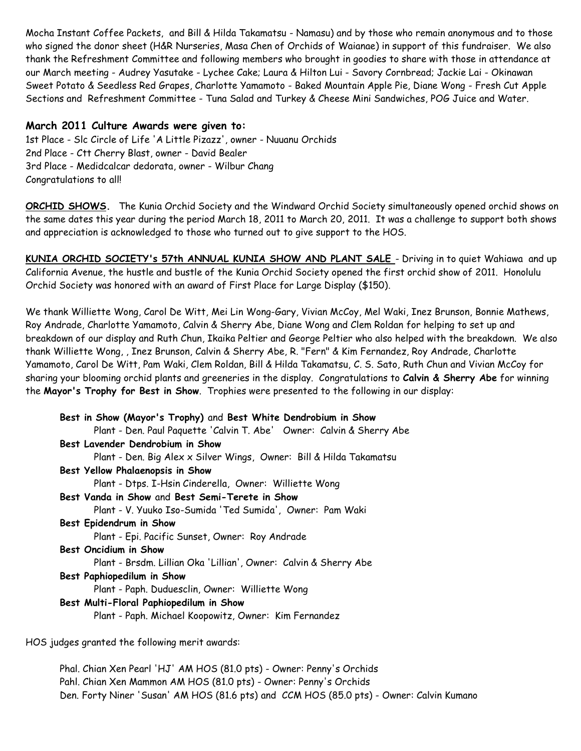Mocha Instant Coffee Packets, and Bill & Hilda Takamatsu - Namasu) and by those who remain anonymous and to those who signed the donor sheet (H&R Nurseries, Masa Chen of Orchids of Waianae) in support of this fundraiser. We also thank the Refreshment Committee and following members who brought in goodies to share with those in attendance at our March meeting - Audrey Yasutake - Lychee Cake; Laura & Hilton Lui - Savory Cornbread; Jackie Lai - Okinawan Sweet Potato & Seedless Red Grapes, Charlotte Yamamoto - Baked Mountain Apple Pie, Diane Wong - Fresh Cut Apple Sections and Refreshment Committee - Tuna Salad and Turkey & Cheese Mini Sandwiches, POG Juice and Water.

### March 2011 Culture Awards were given to:

1st Place - Slc Circle of Life 'A Little Pizazz', owner - Nuuanu Orchids
2nd Place - Ctt Cherry Blast, owner - David Bealer
3rd Place - Medidcalcar dedorata, owner - Wilbur Chang
Congratulations to all!

**ORCHID SHOWS.** The Kunia Orchid Society and the Windward Orchid Society simultaneously opened orchid shows on the same dates this year during the period March 18, 2011 to March 20, 2011. It was a challenge to support both shows and appreciation is acknowledged to those who turned out to give support to the HOS.

**KUNIA ORCHID SOCIETY's 57th ANNUAL KUNIA SHOW AND PLANT SALE** - Driving in to quiet Wahiawa and up California Avenue, the hustle and bustle of the Kunia Orchid Society opened the first orchid show of 2011. Honolulu Orchid Society was honored with an award of First Place for Large Display ($150).

We thank Williette Wong, Carol De Witt, Mei Lin Wong-Gary, Vivian McCoy, Mel Waki, Inez Brunson, Bonnie Mathews, Roy Andrade, Charlotte Yamamoto, Calvin & Sherry Abe, Diane Wong and Clem Roldan for helping to set up and breakdown of our display and Ruth Chun, Ikaika Peltier and George Peltier who also helped with the breakdown. We also thank Williette Wong, , Inez Brunson, Calvin & Sherry Abe, R. "Fern" & Kim Fernandez, Roy Andrade, Charlotte Yamamoto, Carol De Witt, Pam Waki, Clem Roldan, Bill & Hilda Takamatsu, C. S. Sato, Ruth Chun and Vivian McCoy for sharing your blooming orchid plants and greeneries in the display. Congratulations to **Calvin & Sherry Abe** for winning the **Mayor's Trophy for Best in Show**. Trophies were presented to the following in our display:

**Best in Show (Mayor's Trophy)** and **Best White Dendrobium in Show**
Plant - Den. Paul Paquette 'Calvin T. Abe' Owner: Calvin & Sherry Abe
**Best Lavender Dendrobium in Show**
Plant - Den. Big Alex x Silver Wings, Owner: Bill & Hilda Takamatsu
**Best Yellow Phalaenopsis in Show**
Plant - Dtps. I-Hsin Cinderella, Owner: Williette Wong
**Best Vanda in Show** and **Best Semi-Terete in Show**
Plant - V. Yuuko Iso-Sumida 'Ted Sumida', Owner: Pam Waki
**Best Epidendrum in Show**
Plant - Epi. Pacific Sunset, Owner: Roy Andrade
**Best Oncidium in Show**
Plant - Brsdm. Lillian Oka 'Lillian', Owner: Calvin & Sherry Abe
**Best Paphiopedilum in Show**
Plant - Paph. Duduesclin, Owner: Williette Wong
**Best Multi-Floral Paphiopedilum in Show**
Plant - Paph. Michael Koopowitz, Owner: Kim Fernandez

HOS judges granted the following merit awards:

Phal. Chian Xen Pearl 'HJ' AM HOS (81.0 pts) - Owner: Penny's Orchids
Pahl. Chian Xen Mammon AM HOS (81.0 pts) - Owner: Penny's Orchids
Den. Forty Niner 'Susan' AM HOS (81.6 pts) and CCM HOS (85.0 pts) - Owner: Calvin Kumano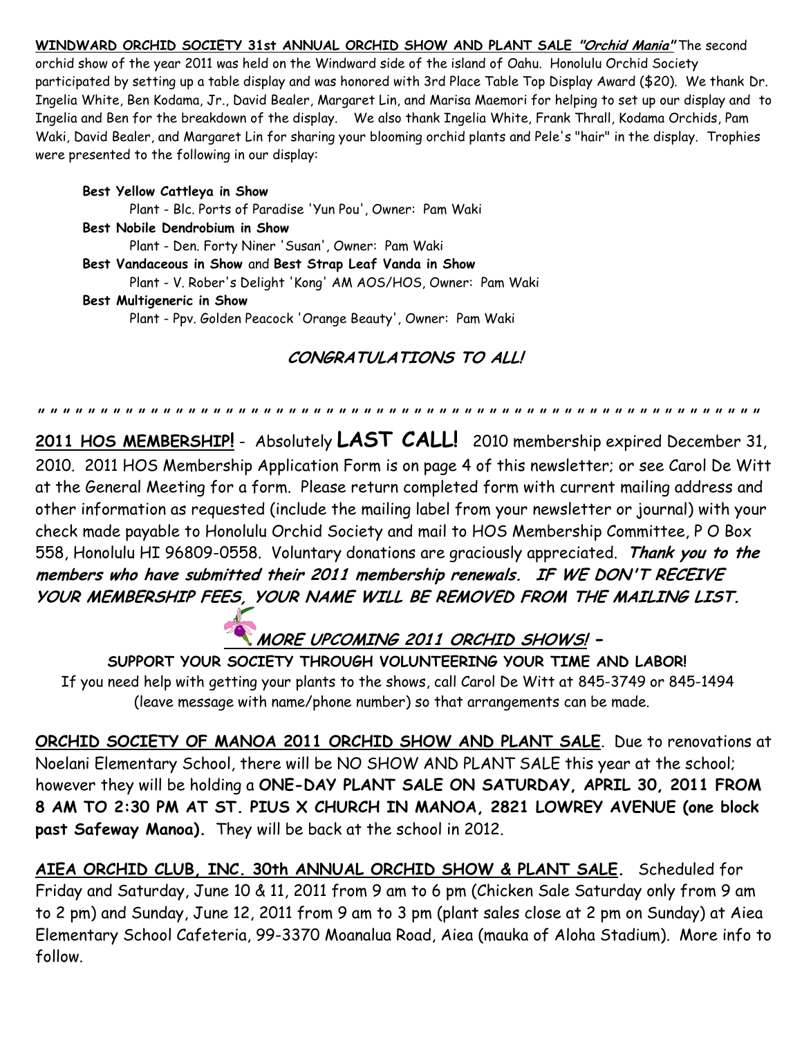**WINDWARD ORCHID SOCIETY 31st ANNUAL ORCHID SHOW AND PLANT SALE *"Orchid Mania"*** The second orchid show of the year 2011 was held on the Windward side of the island of Oahu. Honolulu Orchid Society participated by setting up a table display and was honored with 3rd Place Table Top Display Award ($20). We thank Dr. Ingelia White, Ben Kodama, Jr., David Bealer, Margaret Lin, and Marisa Maemori for helping to set up our display and to Ingelia and Ben for the breakdown of the display. We also thank Ingelia White, Frank Thrall, Kodama Orchids, Pam Waki, David Bealer, and Margaret Lin for sharing your blooming orchid plants and Pele's "hair" in the display. Trophies were presented to the following in our display:

**Best Yellow Cattleya in Show**
Plant - Blc. Ports of Paradise 'Yun Pou', Owner: Pam Waki

**Best Nobile Dendrobium in Show**
Plant - Den. Forty Niner 'Susan', Owner: Pam Waki

**Best Vandaceous in Show** and **Best Strap Leaf Vanda in Show**
Plant - V. Rober's Delight 'Kong' AM AOS/HOS, Owner: Pam Waki

**Best Multigeneric in Show**
Plant - Ppv. Golden Peacock 'Orange Beauty', Owner: Pam Waki

**CONGRATULATIONS TO ALL!**

" " " " " " " " " " " " " " " " " " " " " " " " " " " " " " " " " " " " " " " " " " " " " " " " " " " " " " " " " " " " " " " "

**2011 HOS MEMBERSHIP!** - Absolutely **LAST CALL!** 2010 membership expired December 31, 2010. 2011 HOS Membership Application Form is on page 4 of this newsletter; or see Carol De Witt at the General Meeting for a form. Please return completed form with current mailing address and other information as requested (include the mailing label from your newsletter or journal) with your check made payable to Honolulu Orchid Society and mail to HOS Membership Committee, P O Box 558, Honolulu HI 96809-0558. Voluntary donations are graciously appreciated. ***Thank you to the members who have submitted their 2011 membership renewals. IF WE DON'T RECEIVE YOUR MEMBERSHIP FEES, YOUR NAME WILL BE REMOVED FROM THE MAILING LIST.***

**MORE UPCOMING 2011 ORCHID SHOWS! –**

**SUPPORT YOUR SOCIETY THROUGH VOLUNTEERING YOUR TIME AND LABOR!**
If you need help with getting your plants to the shows, call Carol De Witt at 845-3749 or 845-1494 (leave message with name/phone number) so that arrangements can be made.

**ORCHID SOCIETY OF MANOA 2011 ORCHID SHOW AND PLANT SALE**. Due to renovations at Noelani Elementary School, there will be NO SHOW AND PLANT SALE this year at the school; however they will be holding a **ONE-DAY PLANT SALE ON SATURDAY, APRIL 30, 2011 FROM 8 AM TO 2:30 PM AT ST. PIUS X CHURCH IN MANOA, 2821 LOWREY AVENUE (one block past Safeway Manoa).** They will be back at the school in 2012.

**AIEA ORCHID CLUB, INC. 30th ANNUAL ORCHID SHOW & PLANT SALE.** Scheduled for Friday and Saturday, June 10 & 11, 2011 from 9 am to 6 pm (Chicken Sale Saturday only from 9 am to 2 pm) and Sunday, June 12, 2011 from 9 am to 3 pm (plant sales close at 2 pm on Sunday) at Aiea Elementary School Cafeteria, 99-3370 Moanalua Road, Aiea (mauka of Aloha Stadium). More info to follow.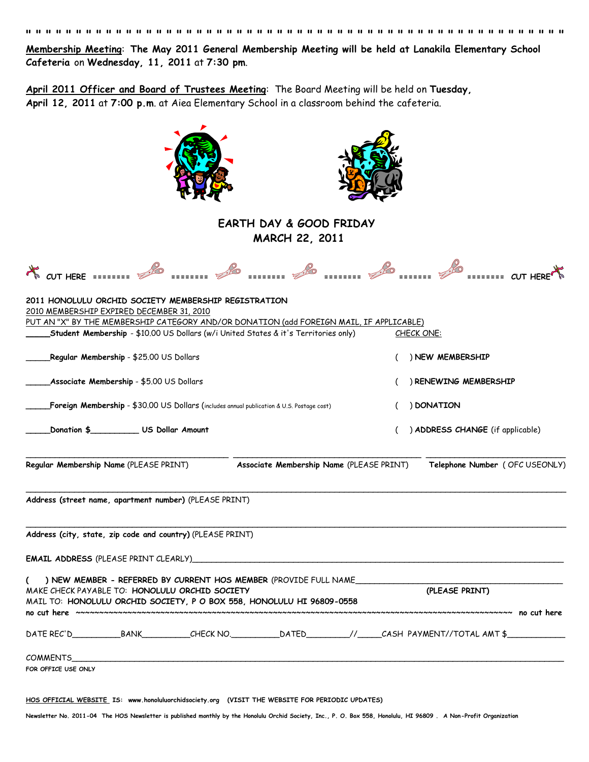**Membership Meeting**: **The May 2011 General Membership Meeting will be held at Lanakila Elementary School Cafeteria** on **Wednesday, 11, 2011** at **7:30 pm**.

**April 2011 Officer and Board of Trustees Meeting**: The Board Meeting will be held on **Tuesday, April 12, 2011** at **7:00 p.m.** at Aiea Elementary School in a classroom behind the cafeteria.

**EARTH DAY & GOOD FRIDAY**
**MARCH 22, 2011**

CUT HERE ======== ======== ======== ======== ======= ======== CUT HERE

**2011 HONOLULU ORCHID SOCIETY MEMBERSHIP REGISTRATION**

2010 MEMBERSHIP EXPIRED DECEMBER 31, 2010

PUT AN "X" BY THE MEMBERSHIP CATEGORY AND/OR DONATION (add FOREIGN MAIL, IF APPLICABLE)

_____**Student Membership** - $10.00 US Dollars (w/i United States & it's Territories only)

_____**Regular Membership** - $25.00 US Dollars

_____**Associate Membership** - $5.00 US Dollars

_____**Foreign Membership** - $30.00 US Dollars (includes annual publication & U.S. Postage cost)

_____**Donation $**__________ **US Dollar Amount**

CHECK ONE:

( ) **NEW MEMBERSHIP**

( ) **RENEWING MEMBERSHIP**

( ) **DONATION**

( ) **ADDRESS CHANGE** (if applicable)

**Regular Membership Name** (PLEASE PRINT) ________ **Associate Membership Name** (PLEASE PRINT) ________ **Telephone Number** ( OFC USEONLY) ________

**Address (street name, apartment number)** (PLEASE PRINT) ________

**Address (city, state, zip code and country)** (PLEASE PRINT) ________

**EMAIL ADDRESS** (PLEASE PRINT CLEARLY)________

( ) **NEW MEMBER - REFERRED BY CURRENT HOS MEMBER** (PROVIDE FULL NAME________ **(PLEASE PRINT)**

MAKE CHECK PAYABLE TO: **HONOLULU ORCHID SOCIETY**

MAIL TO: **HONOLULU ORCHID SOCIETY, P O BOX 558, HONOLULU HI 96809-0558**

**no cut here** ~~~~~~~~~~~~~~~~~~~~~~~~~~~~~~~~~~~~~~~~~~~~~~~~~~~~~~~~~~ **no cut here**

DATE REC'D__________BANK__________CHECK NO.__________DATED_________//_____CASH PAYMENT//TOTAL AMT $____________

COMMENTS________

FOR OFFICE USE ONLY

**HOS OFFICIAL WEBSITE IS: www.honoluluorchidsociety.org (VISIT THE WEBSITE FOR PERIODIC UPDATES)**

**Newsletter No. 2011-04 The HOS Newsletter is published monthly by the Honolulu Orchid Society, Inc., P. O. Box 558, Honolulu, HI 96809 . A Non-Profit Organization**